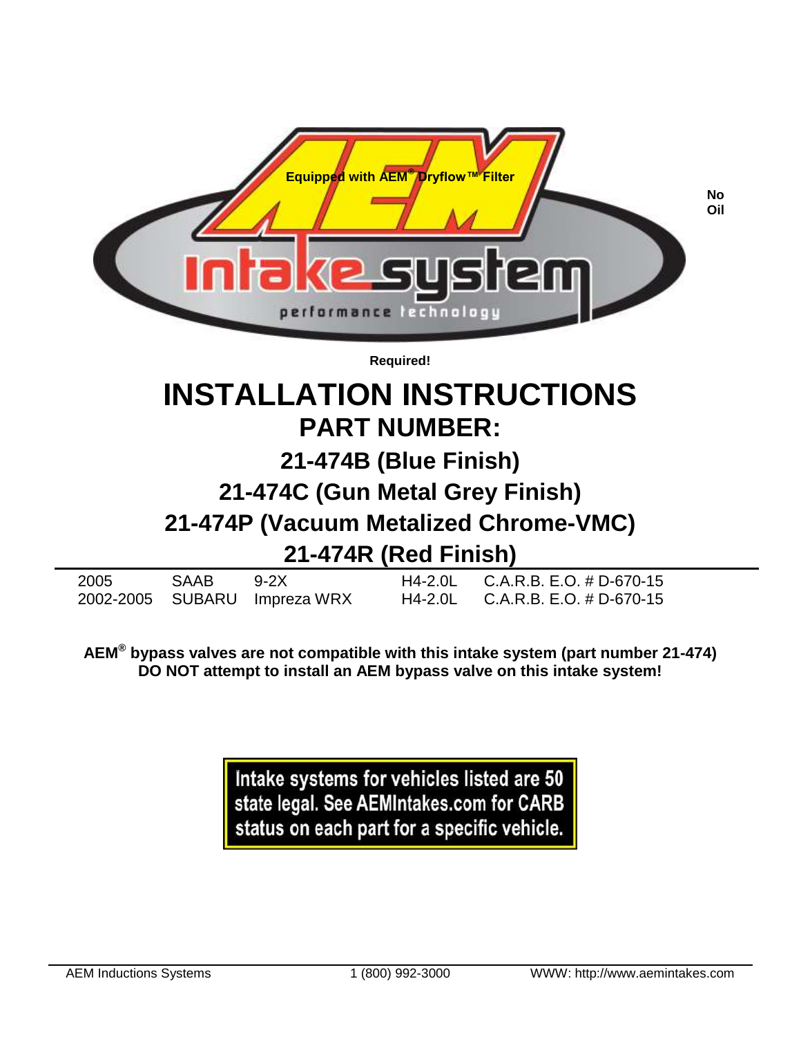Equipped with AEM® Dryflow™ Filter

**No Oil Required!**

# INSTALLATION INSTRUCTIONS

## PART NUMBER:

## 21-474B (Blue Finish)

## 21-474C (Gun Metal Grey Finish)

## 21-474P (Vacuum Metalized Chrome-VMC)

## 21-474R (Red Finish)

| | | | | |
|---|---|---|---|---|
| 2005 | SAAB | 9-2X | H4-2.0L | C.A.R.B. E.O. # D-670-15 |
| 2002-2005 | SUBARU | Impreza WRX | H4-2.0L | C.A.R.B. E.O. # D-670-15 |

**AEM® bypass valves are not compatible with this intake system (part number 21-474)**
**DO NOT attempt to install an AEM bypass valve on this intake system!**

**Intake systems for vehicles listed are 50 state legal. See AEMIntakes.com for CARB status on each part for a specific vehicle.**

AEM Inductions Systems 1 (800) 992-3000 WWW: http://www.aemintakes.com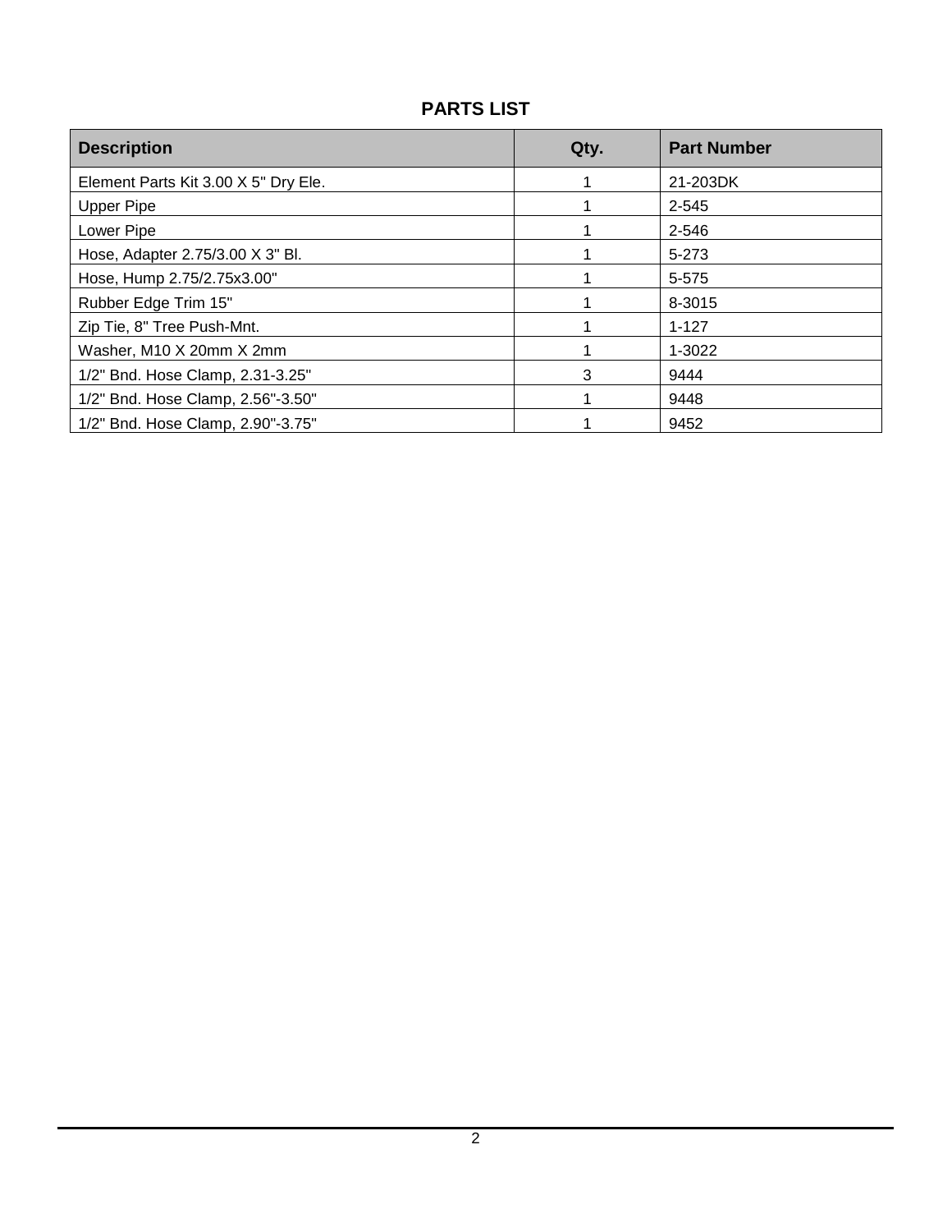## PARTS LIST

| Description | Qty. | Part Number |
| --- | --- | --- |
| Element Parts Kit 3.00 X 5" Dry Ele. | 1 | 21-203DK |
| Upper Pipe | 1 | 2-545 |
| Lower Pipe | 1 | 2-546 |
| Hose, Adapter 2.75/3.00 X 3" Bl. | 1 | 5-273 |
| Hose, Hump 2.75/2.75x3.00" | 1 | 5-575 |
| Rubber Edge Trim 15" | 1 | 8-3015 |
| Zip Tie, 8" Tree Push-Mnt. | 1 | 1-127 |
| Washer, M10 X 20mm X 2mm | 1 | 1-3022 |
| 1/2" Bnd. Hose Clamp, 2.31-3.25" | 3 | 9444 |
| 1/2" Bnd. Hose Clamp, 2.56"-3.50" | 1 | 9448 |
| 1/2" Bnd. Hose Clamp, 2.90"-3.75" | 1 | 9452 |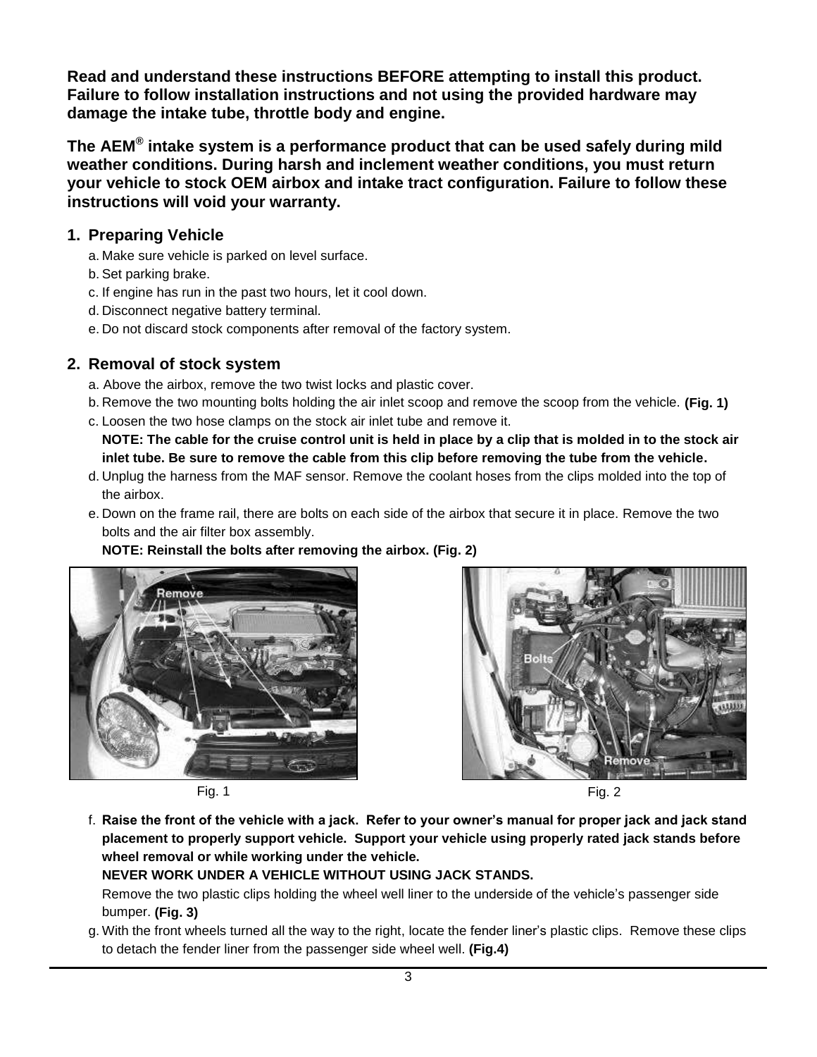**Read and understand these instructions BEFORE attempting to install this product. Failure to follow installation instructions and not using the provided hardware may damage the intake tube, throttle body and engine.**

**The AEM® intake system is a performance product that can be used safely during mild weather conditions. During harsh and inclement weather conditions, you must return your vehicle to stock OEM airbox and intake tract configuration. Failure to follow these instructions will void your warranty.**

## 1. Preparing Vehicle

a. Make sure vehicle is parked on level surface.
b. Set parking brake.
c. If engine has run in the past two hours, let it cool down.
d. Disconnect negative battery terminal.
e. Do not discard stock components after removal of the factory system.

## 2. Removal of stock system

a. Above the airbox, remove the two twist locks and plastic cover.
b. Remove the two mounting bolts holding the air inlet scoop and remove the scoop from the vehicle. **(Fig. 1)**
c. Loosen the two hose clamps on the stock air inlet tube and remove it.
**NOTE: The cable for the cruise control unit is held in place by a clip that is molded in to the stock air inlet tube. Be sure to remove the cable from this clip before removing the tube from the vehicle.**
d. Unplug the harness from the MAF sensor. Remove the coolant hoses from the clips molded into the top of the airbox.
e. Down on the frame rail, there are bolts on each side of the airbox that secure it in place. Remove the two bolts and the air filter box assembly.
**NOTE: Reinstall the bolts after removing the airbox. (Fig. 2)**

Fig. 1

Fig. 2

f. **Raise the front of the vehicle with a jack. Refer to your owner's manual for proper jack and jack stand placement to properly support vehicle. Support your vehicle using properly rated jack stands before wheel removal or while working under the vehicle.**
**NEVER WORK UNDER A VEHICLE WITHOUT USING JACK STANDS.**
Remove the two plastic clips holding the wheel well liner to the underside of the vehicle's passenger side bumper. **(Fig. 3)**
g. With the front wheels turned all the way to the right, locate the fender liner's plastic clips. Remove these clips to detach the fender liner from the passenger side wheel well. **(Fig.4)**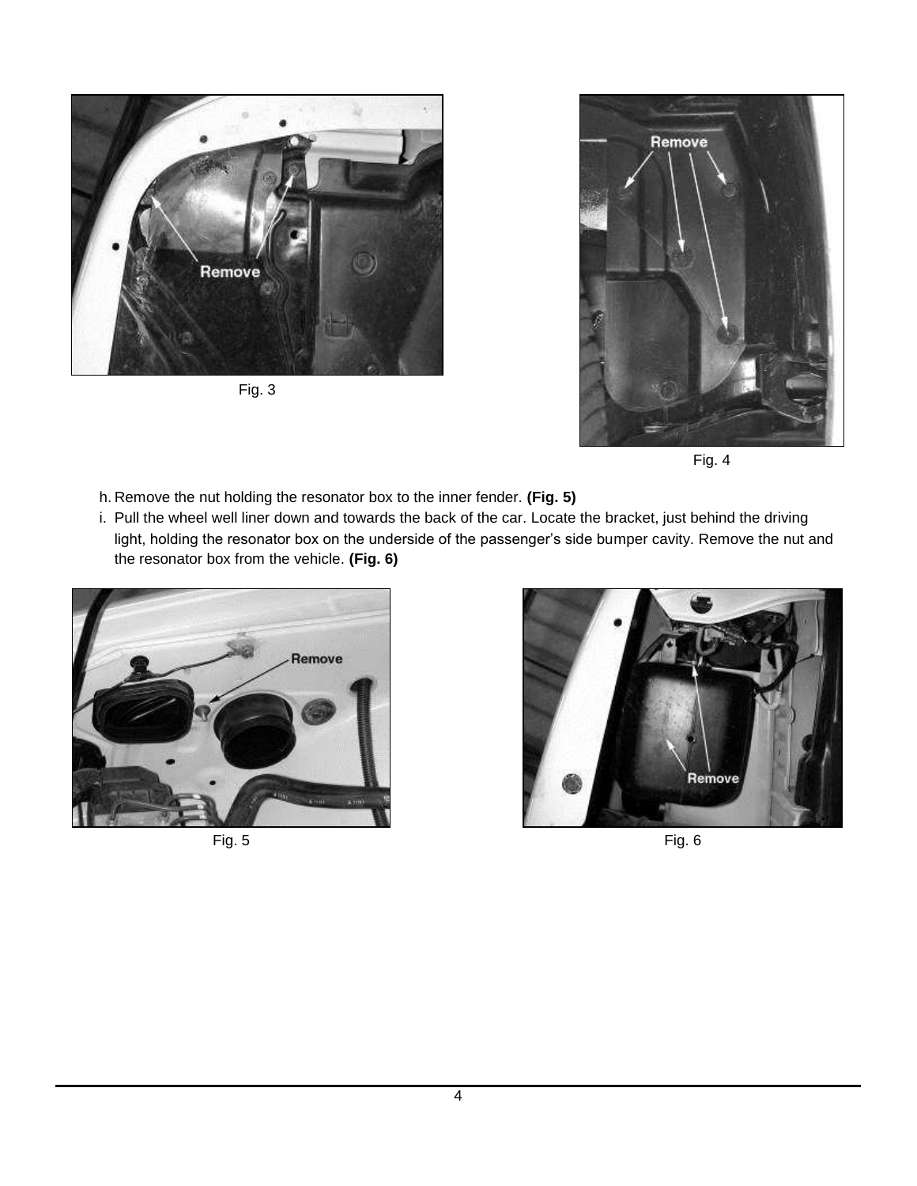Fig. 3

Fig. 4

h. Remove the nut holding the resonator box to the inner fender. **(Fig. 5)**

i. Pull the wheel well liner down and towards the back of the car. Locate the bracket, just behind the driving light, holding the resonator box on the underside of the passenger's side bumper cavity. Remove the nut and the resonator box from the vehicle. **(Fig. 6)**

Fig. 5

Fig. 6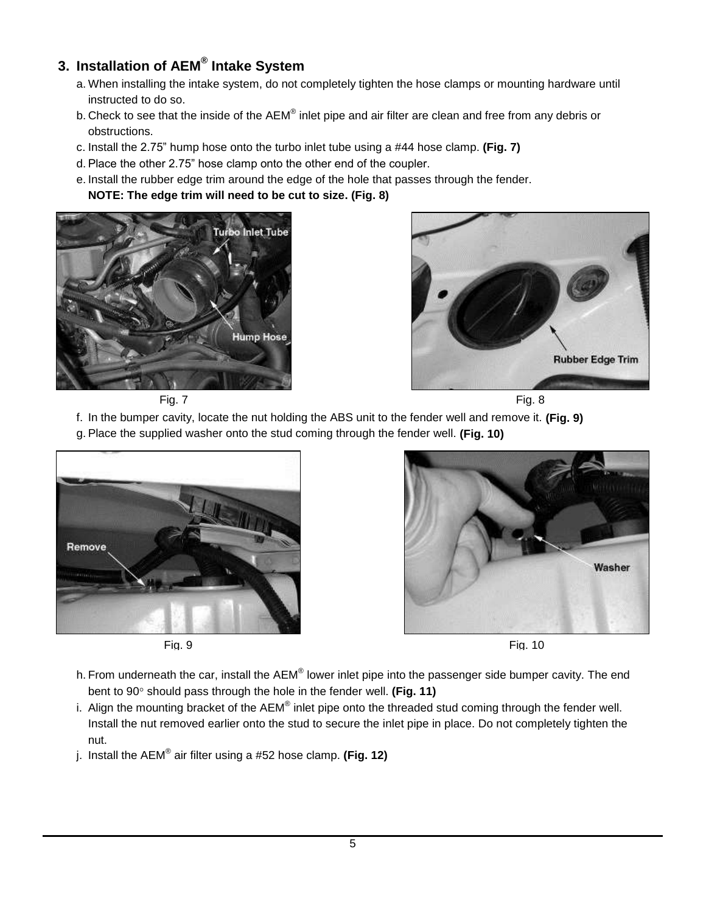## 3. Installation of AEM® Intake System

a. When installing the intake system, do not completely tighten the hose clamps or mounting hardware until instructed to do so.

b. Check to see that the inside of the AEM® inlet pipe and air filter are clean and free from any debris or obstructions.

c. Install the 2.75" hump hose onto the turbo inlet tube using a #44 hose clamp. **(Fig. 7)**

d. Place the other 2.75" hose clamp onto the other end of the coupler.

e. Install the rubber edge trim around the edge of the hole that passes through the fender.
**NOTE: The edge trim will need to be cut to size. (Fig. 8)**

Fig. 7

Fig. 8

f. In the bumper cavity, locate the nut holding the ABS unit to the fender well and remove it. **(Fig. 9)**

g. Place the supplied washer onto the stud coming through the fender well. **(Fig. 10)**

Fig. 9

Fig. 10

h. From underneath the car, install the AEM® lower inlet pipe into the passenger side bumper cavity. The end bent to 90° should pass through the hole in the fender well. **(Fig. 11)**

i. Align the mounting bracket of the AEM® inlet pipe onto the threaded stud coming through the fender well. Install the nut removed earlier onto the stud to secure the inlet pipe in place. Do not completely tighten the nut.

j. Install the AEM® air filter using a #52 hose clamp. **(Fig. 12)**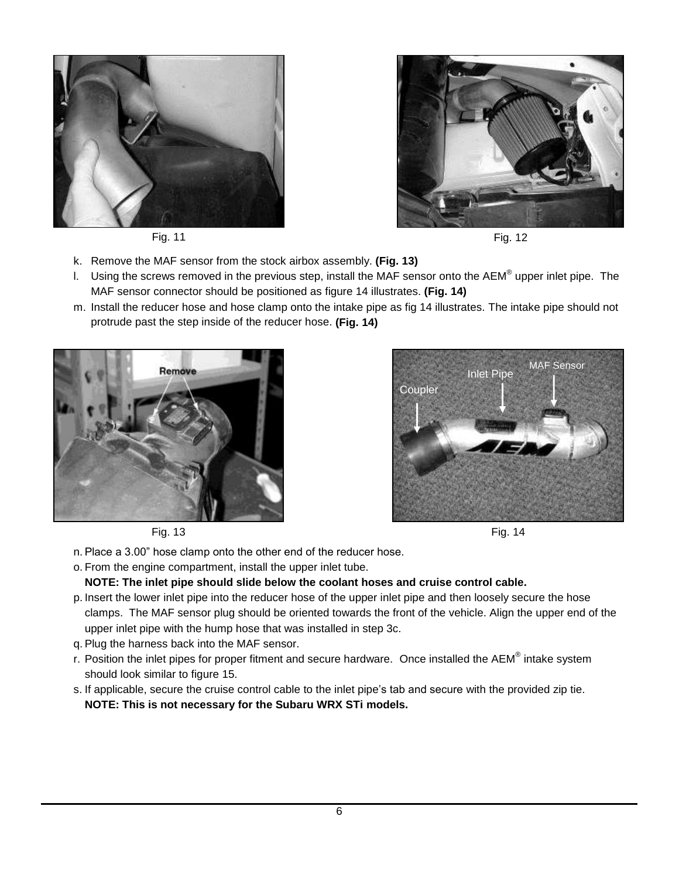Fig. 11

Fig. 12

k. Remove the MAF sensor from the stock airbox assembly. **(Fig. 13)**
l. Using the screws removed in the previous step, install the MAF sensor onto the AEM® upper inlet pipe. The MAF sensor connector should be positioned as figure 14 illustrates. **(Fig. 14)**
m. Install the reducer hose and hose clamp onto the intake pipe as fig 14 illustrates. The intake pipe should not protrude past the step inside of the reducer hose. **(Fig. 14)**

Fig. 13

Fig. 14

n. Place a 3.00" hose clamp onto the other end of the reducer hose.
o. From the engine compartment, install the upper inlet tube.
   **NOTE: The inlet pipe should slide below the coolant hoses and cruise control cable.**
p. Insert the lower inlet pipe into the reducer hose of the upper inlet pipe and then loosely secure the hose clamps. The MAF sensor plug should be oriented towards the front of the vehicle. Align the upper end of the upper inlet pipe with the hump hose that was installed in step 3c.
q. Plug the harness back into the MAF sensor.
r. Position the inlet pipes for proper fitment and secure hardware. Once installed the AEM® intake system should look similar to figure 15.
s. If applicable, secure the cruise control cable to the inlet pipe's tab and secure with the provided zip tie.
   **NOTE: This is not necessary for the Subaru WRX STi models.**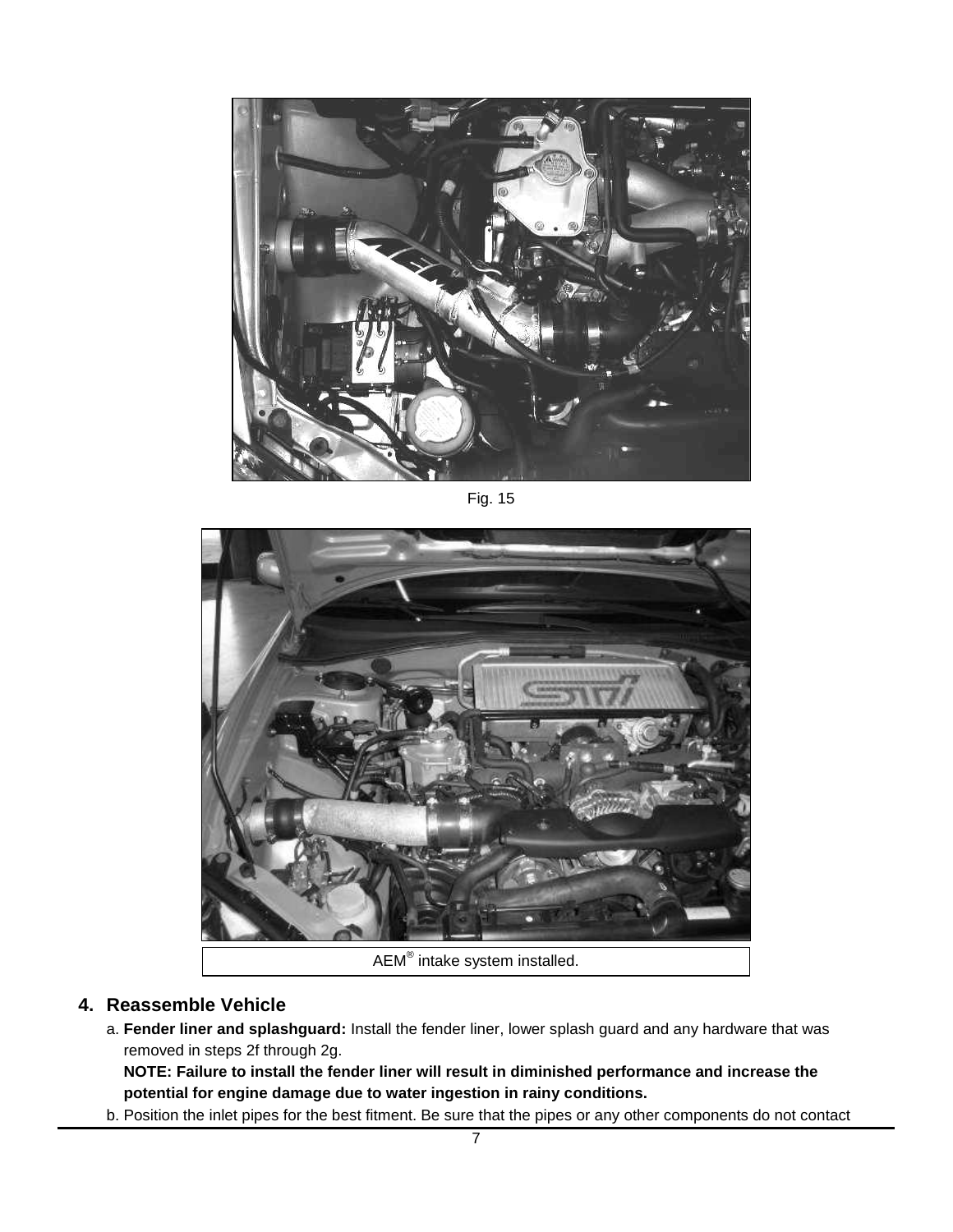Fig. 15

AEM® intake system installed.

## 4. Reassemble Vehicle

a. **Fender liner and splashguard:** Install the fender liner, lower splash guard and any hardware that was removed in steps 2f through 2g.
**NOTE: Failure to install the fender liner will result in diminished performance and increase the potential for engine damage due to water ingestion in rainy conditions.**

b. Position the inlet pipes for the best fitment. Be sure that the pipes or any other components do not contact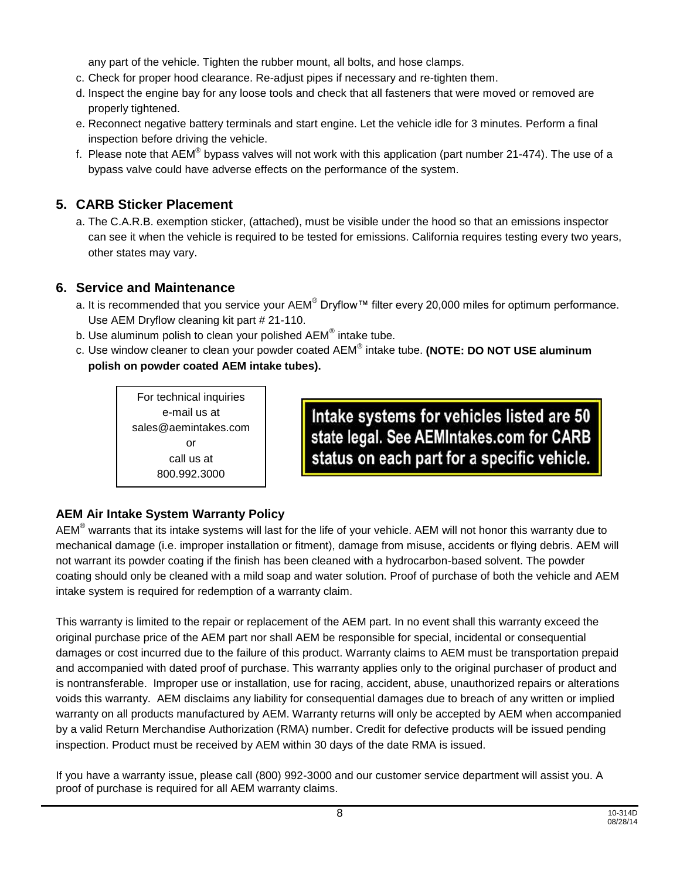any part of the vehicle. Tighten the rubber mount, all bolts, and hose clamps.

c. Check for proper hood clearance. Re-adjust pipes if necessary and re-tighten them.
d. Inspect the engine bay for any loose tools and check that all fasteners that were moved or removed are properly tightened.
e. Reconnect negative battery terminals and start engine. Let the vehicle idle for 3 minutes. Perform a final inspection before driving the vehicle.
f. Please note that AEM® bypass valves will not work with this application (part number 21-474). The use of a bypass valve could have adverse effects on the performance of the system.

## 5. CARB Sticker Placement

a. The C.A.R.B. exemption sticker, (attached), must be visible under the hood so that an emissions inspector can see it when the vehicle is required to be tested for emissions. California requires testing every two years, other states may vary.

## 6. Service and Maintenance

a. It is recommended that you service your AEM® Dryflow™ filter every 20,000 miles for optimum performance. Use AEM Dryflow cleaning kit part # 21-110.
b. Use aluminum polish to clean your polished AEM® intake tube.
c. Use window cleaner to clean your powder coated AEM® intake tube. **(NOTE: DO NOT USE aluminum polish on powder coated AEM intake tubes).**

For technical inquiries
e-mail us at
sales@aemintakes.com
or
call us at
800.992.3000

**Intake systems for vehicles listed are 50 state legal. See AEMIntakes.com for CARB status on each part for a specific vehicle.**

### AEM Air Intake System Warranty Policy

AEM® warrants that its intake systems will last for the life of your vehicle. AEM will not honor this warranty due to mechanical damage (i.e. improper installation or fitment), damage from misuse, accidents or flying debris. AEM will not warrant its powder coating if the finish has been cleaned with a hydrocarbon-based solvent. The powder coating should only be cleaned with a mild soap and water solution. Proof of purchase of both the vehicle and AEM intake system is required for redemption of a warranty claim.

This warranty is limited to the repair or replacement of the AEM part. In no event shall this warranty exceed the original purchase price of the AEM part nor shall AEM be responsible for special, incidental or consequential damages or cost incurred due to the failure of this product. Warranty claims to AEM must be transportation prepaid and accompanied with dated proof of purchase. This warranty applies only to the original purchaser of product and is nontransferable. Improper use or installation, use for racing, accident, abuse, unauthorized repairs or alterations voids this warranty. AEM disclaims any liability for consequential damages due to breach of any written or implied warranty on all products manufactured by AEM. Warranty returns will only be accepted by AEM when accompanied by a valid Return Merchandise Authorization (RMA) number. Credit for defective products will be issued pending inspection. Product must be received by AEM within 30 days of the date RMA is issued.

If you have a warranty issue, please call (800) 992-3000 and our customer service department will assist you. A proof of purchase is required for all AEM warranty claims.